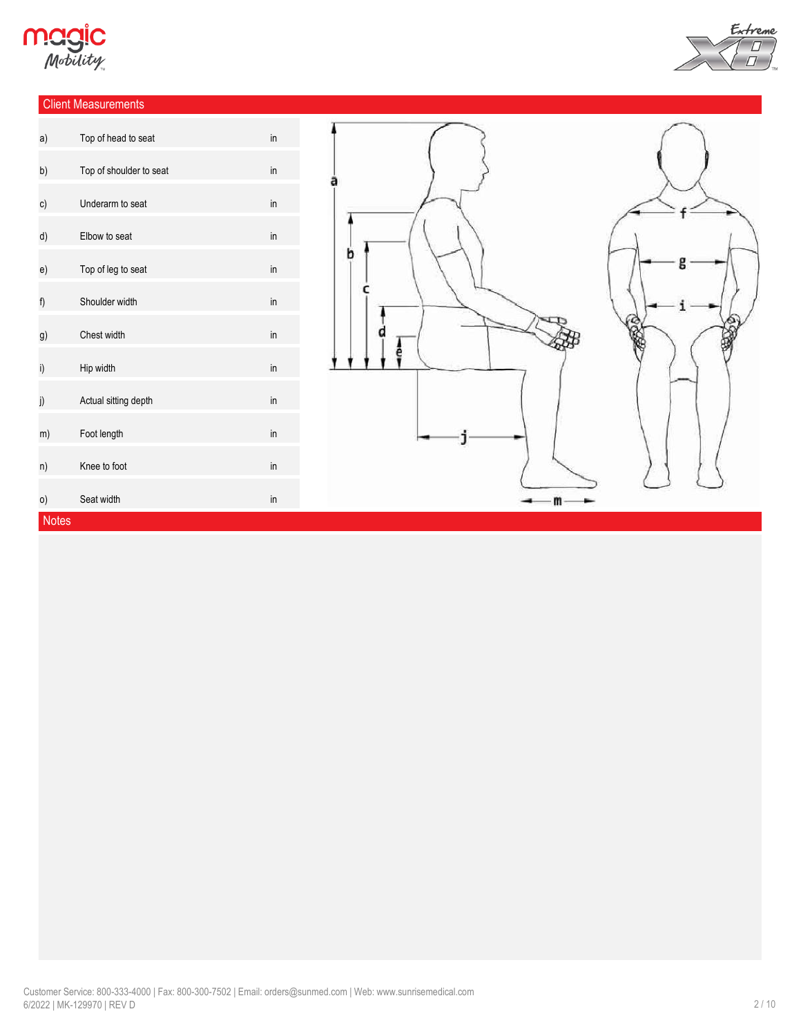## Client Measurements

| | | |
|---|---|---|
| a) | Top of head to seat | in |
| b) | Top of shoulder to seat | in |
| c) | Underarm to seat | in |
| d) | Elbow to seat | in |
| e) | Top of leg to seat | in |
| f) | Shoulder width | in |
| g) | Chest width | in |
| i) | Hip width | in |
| j) | Actual sitting depth | in |
| m) | Foot length | in |
| n) | Knee to foot | in |
| o) | Seat width | in |

## Notes

Customer Service: 800-333-4000 | Fax: 800-300-7502 | Email: orders@sunmed.com | Web: www.sunrisemedical.com
6/2022 | MK-129970 | REV D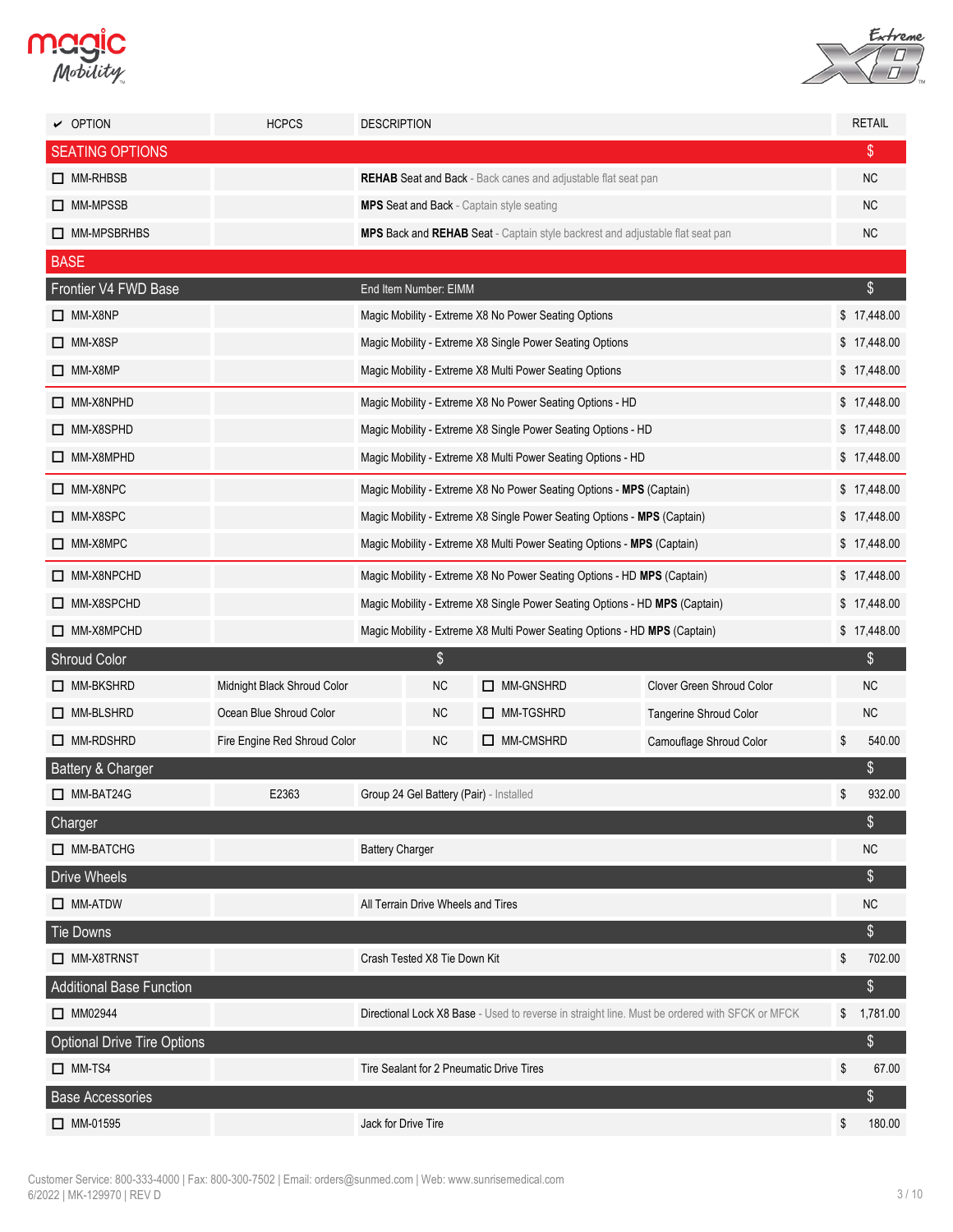| ✔ OPTION | HCPCS | DESCRIPTION | RETAIL |
|---|---|---|---|
| **SEATING OPTIONS** | | | $ |
| ☐ MM-RHBSB | | **REHAB** Seat and Back - Back canes and adjustable flat seat pan | NC |
| ☐ MM-MPSSB | | **MPS** Seat and Back - Captain style seating | NC |
| ☐ MM-MPSBRHBS | | **MPS** Back and **REHAB** Seat - Captain style backrest and adjustable flat seat pan | NC |
| **BASE** | | | |
| **Frontier V4 FWD Base** | | End Item Number: EIMM | $ |
| ☐ MM-X8NP | | Magic Mobility - Extreme X8 No Power Seating Options | $ 17,448.00 |
| ☐ MM-X8SP | | Magic Mobility - Extreme X8 Single Power Seating Options | $ 17,448.00 |
| ☐ MM-X8MP | | Magic Mobility - Extreme X8 Multi Power Seating Options | $ 17,448.00 |
| ☐ MM-X8NPHD | | Magic Mobility - Extreme X8 No Power Seating Options - HD | $ 17,448.00 |
| ☐ MM-X8SPHD | | Magic Mobility - Extreme X8 Single Power Seating Options - HD | $ 17,448.00 |
| ☐ MM-X8MPHD | | Magic Mobility - Extreme X8 Multi Power Seating Options - HD | $ 17,448.00 |
| ☐ MM-X8NPC | | Magic Mobility - Extreme X8 No Power Seating Options - **MPS** (Captain) | $ 17,448.00 |
| ☐ MM-X8SPC | | Magic Mobility - Extreme X8 Single Power Seating Options - **MPS** (Captain) | $ 17,448.00 |
| ☐ MM-X8MPC | | Magic Mobility - Extreme X8 Multi Power Seating Options - **MPS** (Captain) | $ 17,448.00 |
| ☐ MM-X8NPCHD | | Magic Mobility - Extreme X8 No Power Seating Options - HD **MPS** (Captain) | $ 17,448.00 |
| ☐ MM-X8SPCHD | | Magic Mobility - Extreme X8 Single Power Seating Options - HD **MPS** (Captain) | $ 17,448.00 |
| ☐ MM-X8MPCHD | | Magic Mobility - Extreme X8 Multi Power Seating Options - HD **MPS** (Captain) | $ 17,448.00 |

| **Shroud Color** | | $ | | | $ |
|---|---|---|---|---|---|
| ☐ MM-BKSHRD | Midnight Black Shroud Color | NC | ☐ MM-GNSHRD | Clover Green Shroud Color | NC |
| ☐ MM-BLSHRD | Ocean Blue Shroud Color | NC | ☐ MM-TGSHRD | Tangerine Shroud Color | NC |
| ☐ MM-RDSHRD | Fire Engine Red Shroud Color | NC | ☐ MM-CMSHRD | Camouflage Shroud Color | $ 540.00 |

| | | | |
|---|---|---|---|
| **Battery & Charger** | | | $ |
| ☐ MM-BAT24G | E2363 | Group 24 Gel Battery (Pair) - Installed | $ 932.00 |
| **Charger** | | | $ |
| ☐ MM-BATCHG | | Battery Charger | NC |
| **Drive Wheels** | | | $ |
| ☐ MM-ATDW | | All Terrain Drive Wheels and Tires | NC |
| **Tie Downs** | | | $ |
| ☐ MM-X8TRNST | | Crash Tested X8 Tie Down Kit | $ 702.00 |
| **Additional Base Function** | | | $ |
| ☐ MM02944 | | Directional Lock X8 Base - Used to reverse in straight line. Must be ordered with SFCK or MFCK | $ 1,781.00 |
| **Optional Drive Tire Options** | | | $ |
| ☐ MM-TS4 | | Tire Sealant for 2 Pneumatic Drive Tires | $ 67.00 |
| **Base Accessories** | | | $ |
| ☐ MM-01595 | | Jack for Drive Tire | $ 180.00 |

Customer Service: 800-333-4000 | Fax: 800-300-7502 | Email: orders@sunmed.com | Web: www.sunrisemedical.com
6/2022 | MK-129970 | REV D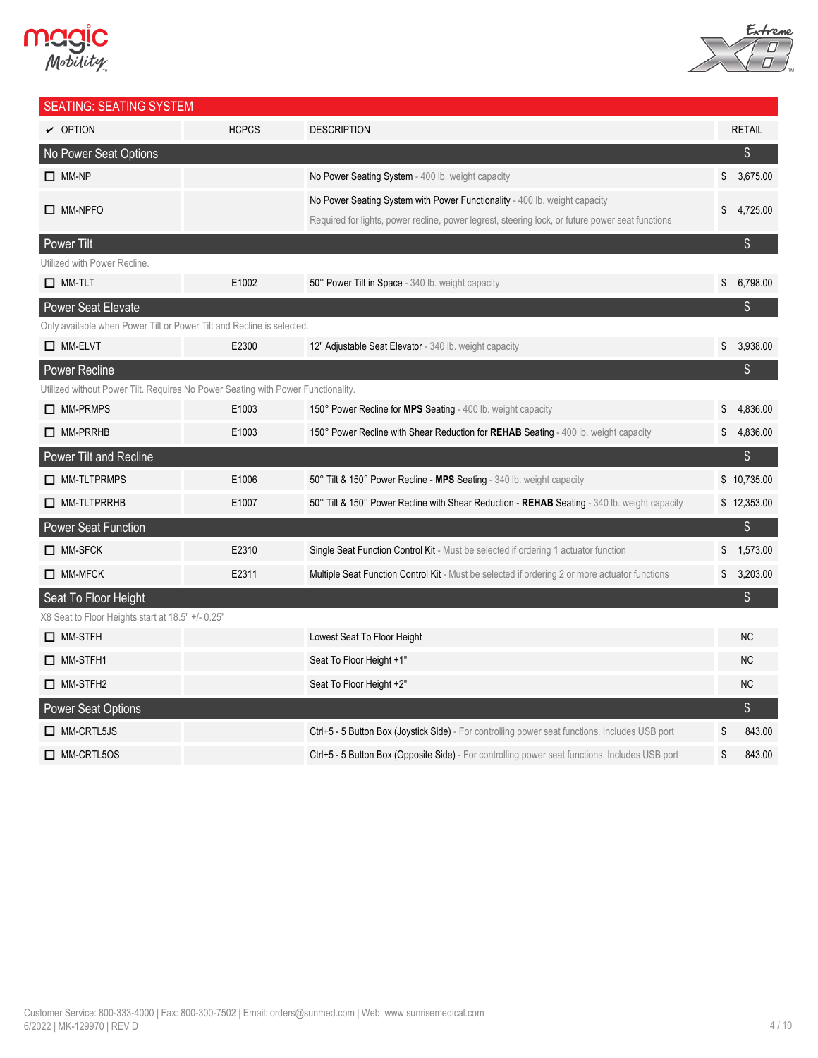## SEATING: SEATING SYSTEM

| ✔ OPTION | HCPCS | DESCRIPTION | RETAIL |
|---|---|---|---|
| **No Power Seat Options** | | | $ |
| ☐ MM-NP | | No Power Seating System - 400 lb. weight capacity | $ 3,675.00 |
| ☐ MM-NPFO | | No Power Seating System with Power Functionality - 400 lb. weight capacity<br>Required for lights, power recline, power legrest, steering lock, or future power seat functions | $ 4,725.00 |
| **Power Tilt** | | | $ |
| Utilized with Power Recline. | | | |
| ☐ MM-TLT | E1002 | 50° Power Tilt in Space - 340 lb. weight capacity | $ 6,798.00 |
| **Power Seat Elevate** | | | $ |
| Only available when Power Tilt or Power Tilt and Recline is selected. | | | |
| ☐ MM-ELVT | E2300 | 12" Adjustable Seat Elevator - 340 lb. weight capacity | $ 3,938.00 |
| **Power Recline** | | | $ |
| Utilized without Power Tilt. Requires No Power Seating with Power Functionality. | | | |
| ☐ MM-PRMPS | E1003 | 150° Power Recline for **MPS** Seating - 400 lb. weight capacity | $ 4,836.00 |
| ☐ MM-PRRHB | E1003 | 150° Power Recline with Shear Reduction for **REHAB** Seating - 400 lb. weight capacity | $ 4,836.00 |
| **Power Tilt and Recline** | | | $ |
| ☐ MM-TLTPRMPS | E1006 | 50° Tilt & 150° Power Recline - **MPS** Seating - 340 lb. weight capacity | $ 10,735.00 |
| ☐ MM-TLTPRRHB | E1007 | 50° Tilt & 150° Power Recline with Shear Reduction - **REHAB** Seating - 340 lb. weight capacity | $ 12,353.00 |
| **Power Seat Function** | | | $ |
| ☐ MM-SFCK | E2310 | Single Seat Function Control Kit - Must be selected if ordering 1 actuator function | $ 1,573.00 |
| ☐ MM-MFCK | E2311 | Multiple Seat Function Control Kit - Must be selected if ordering 2 or more actuator functions | $ 3,203.00 |
| **Seat To Floor Height** | | | $ |
| X8 Seat to Floor Heights start at 18.5" +/- 0.25" | | | |
| ☐ MM-STFH | | Lowest Seat To Floor Height | NC |
| ☐ MM-STFH1 | | Seat To Floor Height +1" | NC |
| ☐ MM-STFH2 | | Seat To Floor Height +2" | NC |
| **Power Seat Options** | | | $ |
| ☐ MM-CRTL5JS | | Ctrl+5 - 5 Button Box (Joystick Side) - For controlling power seat functions. Includes USB port | $ 843.00 |
| ☐ MM-CRTL5OS | | Ctrl+5 - 5 Button Box (Opposite Side) - For controlling power seat functions. Includes USB port | $ 843.00 |

Customer Service: 800-333-4000 | Fax: 800-300-7502 | Email: orders@sunmed.com | Web: www.sunrisemedical.com
6/2022 | MK-129970 | REV D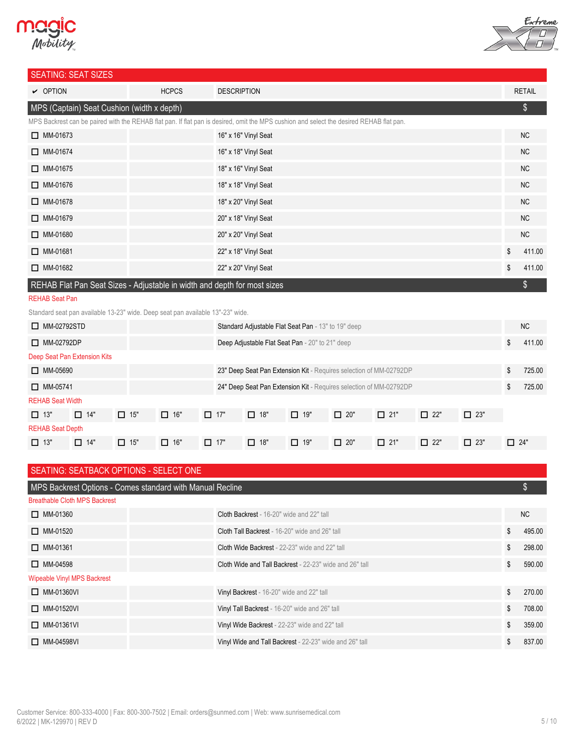## SEATING: SEAT SIZES

| ✔ OPTION | HCPCS | DESCRIPTION | RETAIL |
|---|---|---|---|
| **MPS (Captain) Seat Cushion (width x depth)** | | | $ |
| MPS Backrest can be paired with the REHAB flat pan. If flat pan is desired, omit the MPS cushion and select the desired REHAB flat pan. | | | |
| ☐ MM-01673 | | 16" x 16" Vinyl Seat | NC |
| ☐ MM-01674 | | 16" x 18" Vinyl Seat | NC |
| ☐ MM-01675 | | 18" x 16" Vinyl Seat | NC |
| ☐ MM-01676 | | 18" x 18" Vinyl Seat | NC |
| ☐ MM-01678 | | 18" x 20" Vinyl Seat | NC |
| ☐ MM-01679 | | 20" x 18" Vinyl Seat | NC |
| ☐ MM-01680 | | 20" x 20" Vinyl Seat | NC |
| ☐ MM-01681 | | 22" x 18" Vinyl Seat | $ 411.00 |
| ☐ MM-01682 | | 22" x 20" Vinyl Seat | $ 411.00 |
| **REHAB Flat Pan Seat Sizes - Adjustable in width and depth for most sizes** | | | $ |
| REHAB Seat Pan | | | |
| Standard seat pan available 13-23" wide. Deep seat pan available 13"-23" wide. | | | |
| ☐ MM-02792STD | | Standard Adjustable Flat Seat Pan - 13" to 19" deep | NC |
| ☐ MM-02792DP | | Deep Adjustable Flat Seat Pan - 20" to 21" deep | $ 411.00 |
| Deep Seat Pan Extension Kits | | | |
| ☐ MM-05690 | | 23" Deep Seat Pan Extension Kit - Requires selection of MM-02792DP | $ 725.00 |
| ☐ MM-05741 | | 24" Deep Seat Pan Extension Kit - Requires selection of MM-02792DP | $ 725.00 |

**REHAB Seat Width**

☐ 13" ☐ 14" ☐ 15" ☐ 16" ☐ 17" ☐ 18" ☐ 19" ☐ 20" ☐ 21" ☐ 22" ☐ 23"

**REHAB Seat Depth**

☐ 13" ☐ 14" ☐ 15" ☐ 16" ☐ 17" ☐ 18" ☐ 19" ☐ 20" ☐ 21" ☐ 22" ☐ 23" ☐ 24"

## SEATING: SEATBACK OPTIONS - SELECT ONE

| OPTION | HCPCS | DESCRIPTION | RETAIL |
|---|---|---|---|
| **MPS Backrest Options - Comes standard with Manual Recline** | | | $ |
| Breathable Cloth MPS Backrest | | | |
| ☐ MM-01360 | | Cloth Backrest - 16-20" wide and 22" tall | NC |
| ☐ MM-01520 | | Cloth Tall Backrest - 16-20" wide and 26" tall | $ 495.00 |
| ☐ MM-01361 | | Cloth Wide Backrest - 22-23" wide and 22" tall | $ 298.00 |
| ☐ MM-04598 | | Cloth Wide and Tall Backrest - 22-23" wide and 26" tall | $ 590.00 |
| Wipeable Vinyl MPS Backrest | | | |
| ☐ MM-01360VI | | Vinyl Backrest - 16-20" wide and 22" tall | $ 270.00 |
| ☐ MM-01520VI | | Vinyl Tall Backrest - 16-20" wide and 26" tall | $ 708.00 |
| ☐ MM-01361VI | | Vinyl Wide Backrest - 22-23" wide and 22" tall | $ 359.00 |
| ☐ MM-04598VI | | Vinyl Wide and Tall Backrest - 22-23" wide and 26" tall | $ 837.00 |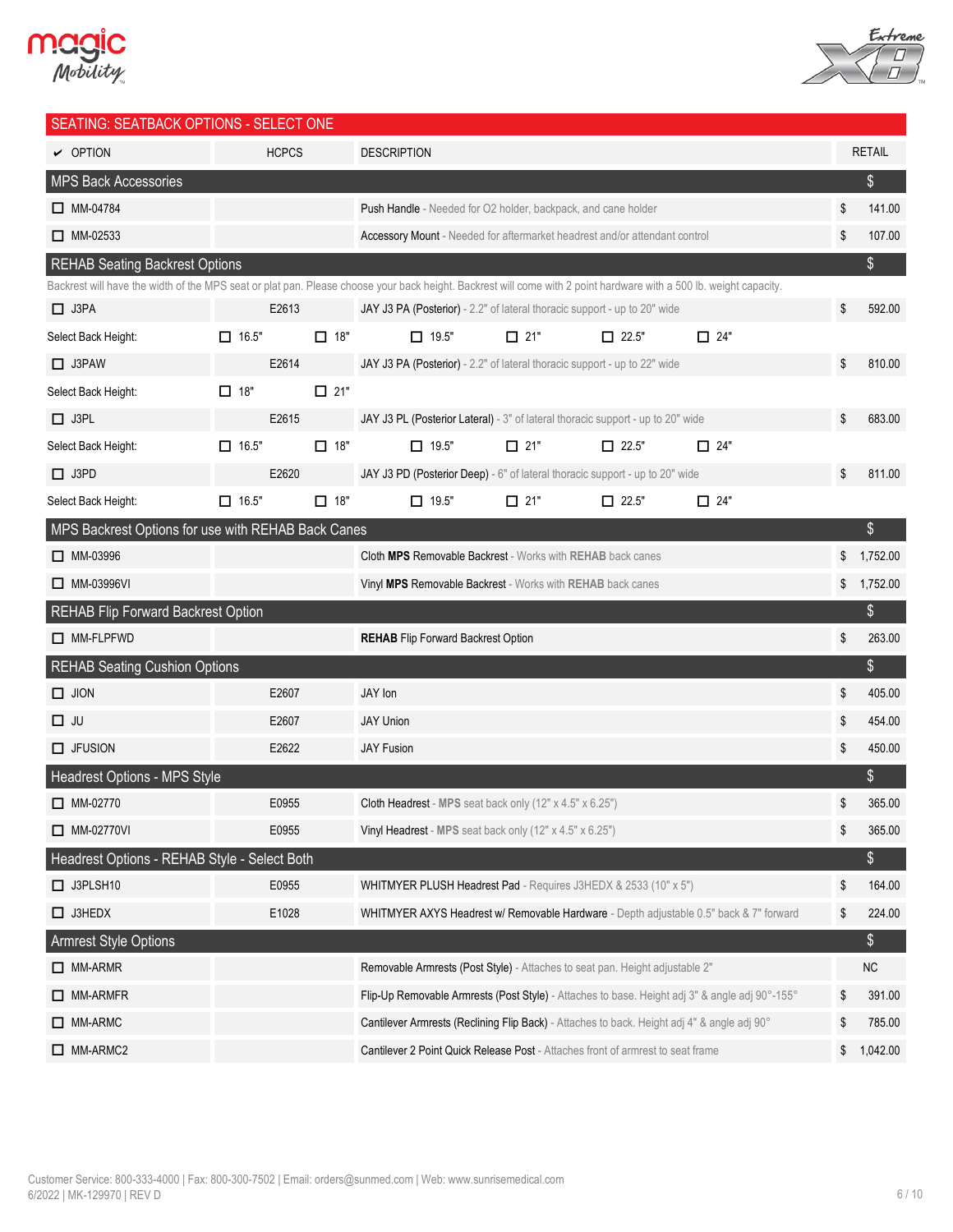## SEATING: SEATBACK OPTIONS - SELECT ONE

| ✔ OPTION | HCPCS | DESCRIPTION | RETAIL |
|---|---|---|---|
| **MPS Back Accessories** | | | $ |
| ☐ MM-04784 | | Push Handle - Needed for O2 holder, backpack, and cane holder | $ 141.00 |
| ☐ MM-02533 | | Accessory Mount - Needed for aftermarket headrest and/or attendant control | $ 107.00 |
| **REHAB Seating Backrest Options** | | | $ |

Backrest will have the width of the MPS seat or plat pan. Please choose your back height. Backrest will come with 2 point hardware with a 500 lb. weight capacity.

| ✔ OPTION | HCPCS | DESCRIPTION | RETAIL |
|---|---|---|---|
| ☐ J3PA | E2613 | JAY J3 PA (Posterior) - 2.2" of lateral thoracic support - up to 20" wide | $ 592.00 |
| Select Back Height: | ☐ 16.5" ☐ 18" | ☐ 19.5" ☐ 21" ☐ 22.5" ☐ 24" | |
| ☐ J3PAW | E2614 | JAY J3 PA (Posterior) - 2.2" of lateral thoracic support - up to 22" wide | $ 810.00 |
| Select Back Height: | ☐ 18" ☐ 21" | | |
| ☐ J3PL | E2615 | JAY J3 PL (Posterior Lateral) - 3" of lateral thoracic support - up to 20" wide | $ 683.00 |
| Select Back Height: | ☐ 16.5" ☐ 18" | ☐ 19.5" ☐ 21" ☐ 22.5" ☐ 24" | |
| ☐ J3PD | E2620 | JAY J3 PD (Posterior Deep) - 6" of lateral thoracic support - up to 20" wide | $ 811.00 |
| Select Back Height: | ☐ 16.5" ☐ 18" | ☐ 19.5" ☐ 21" ☐ 22.5" ☐ 24" | |
| **MPS Backrest Options for use with REHAB Back Canes** | | | $ |
| ☐ MM-03996 | | Cloth **MPS** Removable Backrest - Works with **REHAB** back canes | $ 1,752.00 |
| ☐ MM-03996VI | | Vinyl **MPS** Removable Backrest - Works with **REHAB** back canes | $ 1,752.00 |
| **REHAB Flip Forward Backrest Option** | | | $ |
| ☐ MM-FLPFWD | | **REHAB** Flip Forward Backrest Option | $ 263.00 |
| **REHAB Seating Cushion Options** | | | $ |
| ☐ JION | E2607 | JAY Ion | $ 405.00 |
| ☐ JU | E2607 | JAY Union | $ 454.00 |
| ☐ JFUSION | E2622 | JAY Fusion | $ 450.00 |
| **Headrest Options - MPS Style** | | | $ |
| ☐ MM-02770 | E0955 | Cloth Headrest - **MPS** seat back only (12" x 4.5" x 6.25") | $ 365.00 |
| ☐ MM-02770VI | E0955 | Vinyl Headrest - **MPS** seat back only (12" x 4.5" x 6.25") | $ 365.00 |
| **Headrest Options - REHAB Style - Select Both** | | | $ |
| ☐ J3PLSH10 | E0955 | WHITMYER PLUSH Headrest Pad - Requires J3HEDX & 2533 (10" x 5") | $ 164.00 |
| ☐ J3HEDX | E1028 | WHITMYER AXYS Headrest w/ Removable Hardware - Depth adjustable 0.5" back & 7" forward | $ 224.00 |
| **Armrest Style Options** | | | $ |
| ☐ MM-ARMR | | Removable Armrests (Post Style) - Attaches to seat pan. Height adjustable 2" | NC |
| ☐ MM-ARMFR | | Flip-Up Removable Armrests (Post Style) - Attaches to base. Height adj 3" & angle adj 90°-155° | $ 391.00 |
| ☐ MM-ARMC | | Cantilever Armrests (Reclining Flip Back) - Attaches to back. Height adj 4" & angle adj 90° | $ 785.00 |
| ☐ MM-ARMC2 | | Cantilever 2 Point Quick Release Post - Attaches front of armrest to seat frame | $ 1,042.00 |

Customer Service: 800-333-4000 | Fax: 800-300-7502 | Email: orders@sunmed.com | Web: www.sunrisemedical.com
6/2022 | MK-129970 | REV D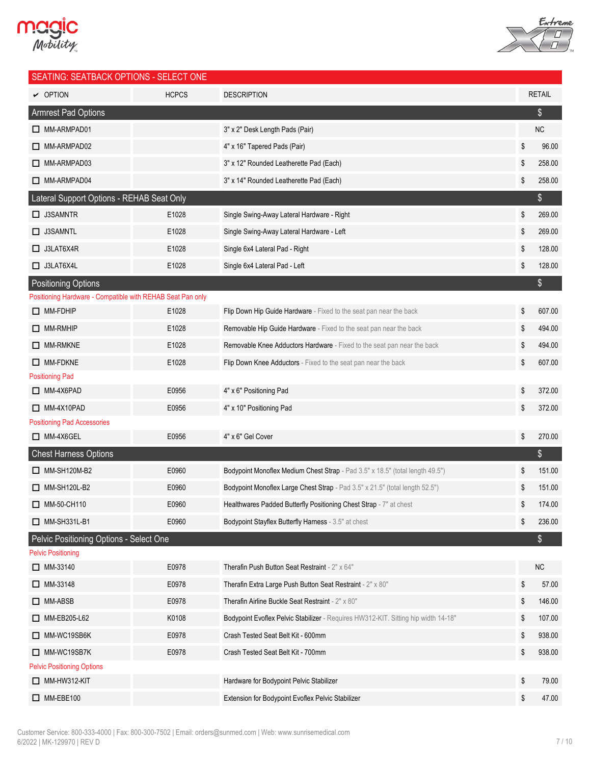## SEATING: SEATBACK OPTIONS - SELECT ONE

| ✔ OPTION | HCPCS | DESCRIPTION | RETAIL |
|---|---|---|---|
| **Armrest Pad Options** | | | $ |
| ☐ MM-ARMPAD01 | | 3" x 2" Desk Length Pads (Pair) | NC |
| ☐ MM-ARMPAD02 | | 4" x 16" Tapered Pads (Pair) | $ 96.00 |
| ☐ MM-ARMPAD03 | | 3" x 12" Rounded Leatherette Pad (Each) | $ 258.00 |
| ☐ MM-ARMPAD04 | | 3" x 14" Rounded Leatherette Pad (Each) | $ 258.00 |
| **Lateral Support Options - REHAB Seat Only** | | | $ |
| ☐ J3SAMNTR | E1028 | Single Swing-Away Lateral Hardware - Right | $ 269.00 |
| ☐ J3SAMNTL | E1028 | Single Swing-Away Lateral Hardware - Left | $ 269.00 |
| ☐ J3LAT6X4R | E1028 | Single 6x4 Lateral Pad - Right | $ 128.00 |
| ☐ J3LAT6X4L | E1028 | Single 6x4 Lateral Pad - Left | $ 128.00 |
| **Positioning Options** | | | $ |
| *Positioning Hardware - Compatible with REHAB Seat Pan only* | | | |
| ☐ MM-FDHIP | E1028 | Flip Down Hip Guide Hardware - Fixed to the seat pan near the back | $ 607.00 |
| ☐ MM-RMHIP | E1028 | Removable Hip Guide Hardware - Fixed to the seat pan near the back | $ 494.00 |
| ☐ MM-RMKNE | E1028 | Removable Knee Adductors Hardware - Fixed to the seat pan near the back | $ 494.00 |
| ☐ MM-FDKNE | E1028 | Flip Down Knee Adductors - Fixed to the seat pan near the back | $ 607.00 |
| *Positioning Pad* | | | |
| ☐ MM-4X6PAD | E0956 | 4" x 6" Positioning Pad | $ 372.00 |
| ☐ MM-4X10PAD | E0956 | 4" x 10" Positioning Pad | $ 372.00 |
| *Positioning Pad Accessories* | | | |
| ☐ MM-4X6GEL | E0956 | 4" x 6" Gel Cover | $ 270.00 |
| **Chest Harness Options** | | | $ |
| ☐ MM-SH120M-B2 | E0960 | Bodypoint Monoflex Medium Chest Strap - Pad 3.5" x 18.5" (total length 49.5") | $ 151.00 |
| ☐ MM-SH120L-B2 | E0960 | Bodypoint Monoflex Large Chest Strap - Pad 3.5" x 21.5" (total length 52.5") | $ 151.00 |
| ☐ MM-50-CH110 | E0960 | Healthwares Padded Butterfly Positioning Chest Strap - 7" at chest | $ 174.00 |
| ☐ MM-SH331L-B1 | E0960 | Bodypoint Stayflex Butterfly Harness - 3.5" at chest | $ 236.00 |
| **Pelvic Positioning Options - Select One** | | | $ |
| *Pelvic Positioning* | | | |
| ☐ MM-33140 | E0978 | Therafin Push Button Seat Restraint - 2" x 64" | NC |
| ☐ MM-33148 | E0978 | Therafin Extra Large Push Button Seat Restraint - 2" x 80" | $ 57.00 |
| ☐ MM-ABSB | E0978 | Therafin Airline Buckle Seat Restraint - 2" x 80" | $ 146.00 |
| ☐ MM-EB205-L62 | K0108 | Bodypoint Evoflex Pelvic Stabilizer - Requires HW312-KIT. Sitting hip width 14-18" | $ 107.00 |
| ☐ MM-WC19SB6K | E0978 | Crash Tested Seat Belt Kit - 600mm | $ 938.00 |
| ☐ MM-WC19SB7K | E0978 | Crash Tested Seat Belt Kit - 700mm | $ 938.00 |
| *Pelvic Positioning Options* | | | |
| ☐ MM-HW312-KIT | | Hardware for Bodypoint Pelvic Stabilizer | $ 79.00 |
| ☐ MM-EBE100 | | Extension for Bodypoint Evoflex Pelvic Stabilizer | $ 47.00 |

Customer Service: 800-333-4000 | Fax: 800-300-7502 | Email: orders@sunmed.com | Web: www.sunrisemedical.com
6/2022 | MK-129970 | REV D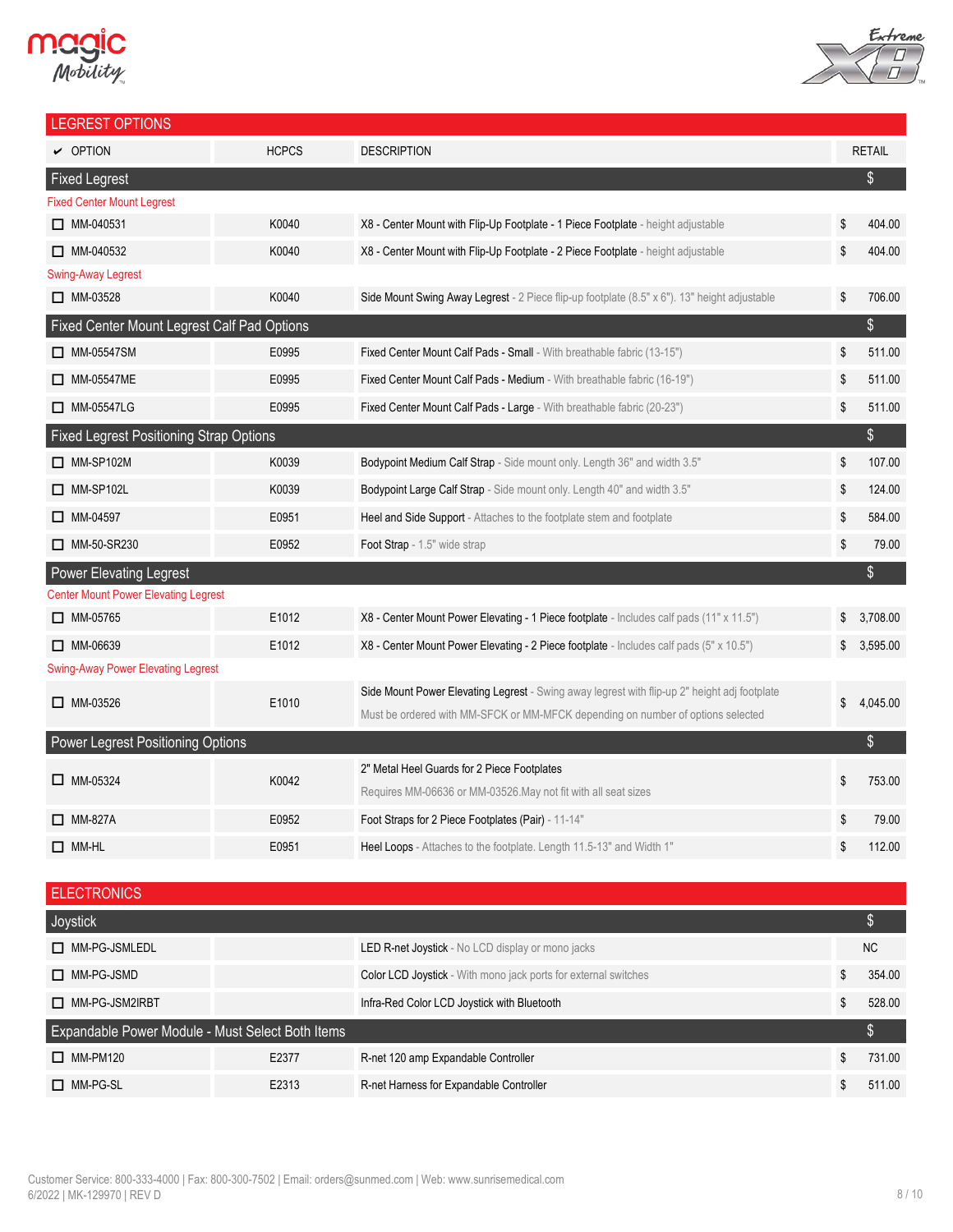## LEGREST OPTIONS

| ✔ OPTION | HCPCS | DESCRIPTION | RETAIL |
|---|---|---|---|
| **Fixed Legrest** | | | $ |
| Fixed Center Mount Legrest | | | |
| ☐ MM-040531 | K0040 | X8 - Center Mount with Flip-Up Footplate - 1 Piece Footplate - height adjustable | $ 404.00 |
| ☐ MM-040532 | K0040 | X8 - Center Mount with Flip-Up Footplate - 2 Piece Footplate - height adjustable | $ 404.00 |
| Swing-Away Legrest | | | |
| ☐ MM-03528 | K0040 | Side Mount Swing Away Legrest - 2 Piece flip-up footplate (8.5" x 6"). 13" height adjustable | $ 706.00 |
| **Fixed Center Mount Legrest Calf Pad Options** | | | $ |
| ☐ MM-05547SM | E0995 | Fixed Center Mount Calf Pads - Small - With breathable fabric (13-15") | $ 511.00 |
| ☐ MM-05547ME | E0995 | Fixed Center Mount Calf Pads - Medium - With breathable fabric (16-19") | $ 511.00 |
| ☐ MM-05547LG | E0995 | Fixed Center Mount Calf Pads - Large - With breathable fabric (20-23") | $ 511.00 |
| **Fixed Legrest Positioning Strap Options** | | | $ |
| ☐ MM-SP102M | K0039 | Bodypoint Medium Calf Strap - Side mount only. Length 36" and width 3.5" | $ 107.00 |
| ☐ MM-SP102L | K0039 | Bodypoint Large Calf Strap - Side mount only. Length 40" and width 3.5" | $ 124.00 |
| ☐ MM-04597 | E0951 | Heel and Side Support - Attaches to the footplate stem and footplate | $ 584.00 |
| ☐ MM-50-SR230 | E0952 | Foot Strap - 1.5" wide strap | $ 79.00 |
| **Power Elevating Legrest** | | | $ |
| Center Mount Power Elevating Legrest | | | |
| ☐ MM-05765 | E1012 | X8 - Center Mount Power Elevating - 1 Piece footplate - Includes calf pads (11" x 11.5") | $ 3,708.00 |
| ☐ MM-06639 | E1012 | X8 - Center Mount Power Elevating - 2 Piece footplate - Includes calf pads (5" x 10.5") | $ 3,595.00 |
| Swing-Away Power Elevating Legrest | | | |
| ☐ MM-03526 | E1010 | Side Mount Power Elevating Legrest - Swing away legrest with flip-up 2" height adj footplate<br>Must be ordered with MM-SFCK or MM-MFCK depending on number of options selected | $ 4,045.00 |
| **Power Legrest Positioning Options** | | | $ |
| ☐ MM-05324 | K0042 | 2" Metal Heel Guards for 2 Piece Footplates<br>Requires MM-06636 or MM-03526.May not fit with all seat sizes | $ 753.00 |
| ☐ MM-827A | E0952 | Foot Straps for 2 Piece Footplates (Pair) - 11-14" | $ 79.00 |
| ☐ MM-HL | E0951 | Heel Loops - Attaches to the footplate. Length 11.5-13" and Width 1" | $ 112.00 |

## ELECTRONICS

| OPTION | HCPCS | DESCRIPTION | RETAIL |
|---|---|---|---|
| **Joystick** | | | $ |
| ☐ MM-PG-JSMLEDL | | LED R-net Joystick - No LCD display or mono jacks | NC |
| ☐ MM-PG-JSMD | | Color LCD Joystick - With mono jack ports for external switches | $ 354.00 |
| ☐ MM-PG-JSM2IRBT | | Infra-Red Color LCD Joystick with Bluetooth | $ 528.00 |
| **Expandable Power Module - Must Select Both Items** | | | $ |
| ☐ MM-PM120 | E2377 | R-net 120 amp Expandable Controller | $ 731.00 |
| ☐ MM-PG-SL | E2313 | R-net Harness for Expandable Controller | $ 511.00 |

Customer Service: 800-333-4000 | Fax: 800-300-7502 | Email: orders@sunmed.com | Web: www.sunrisemedical.com
6/2022 | MK-129970 | REV D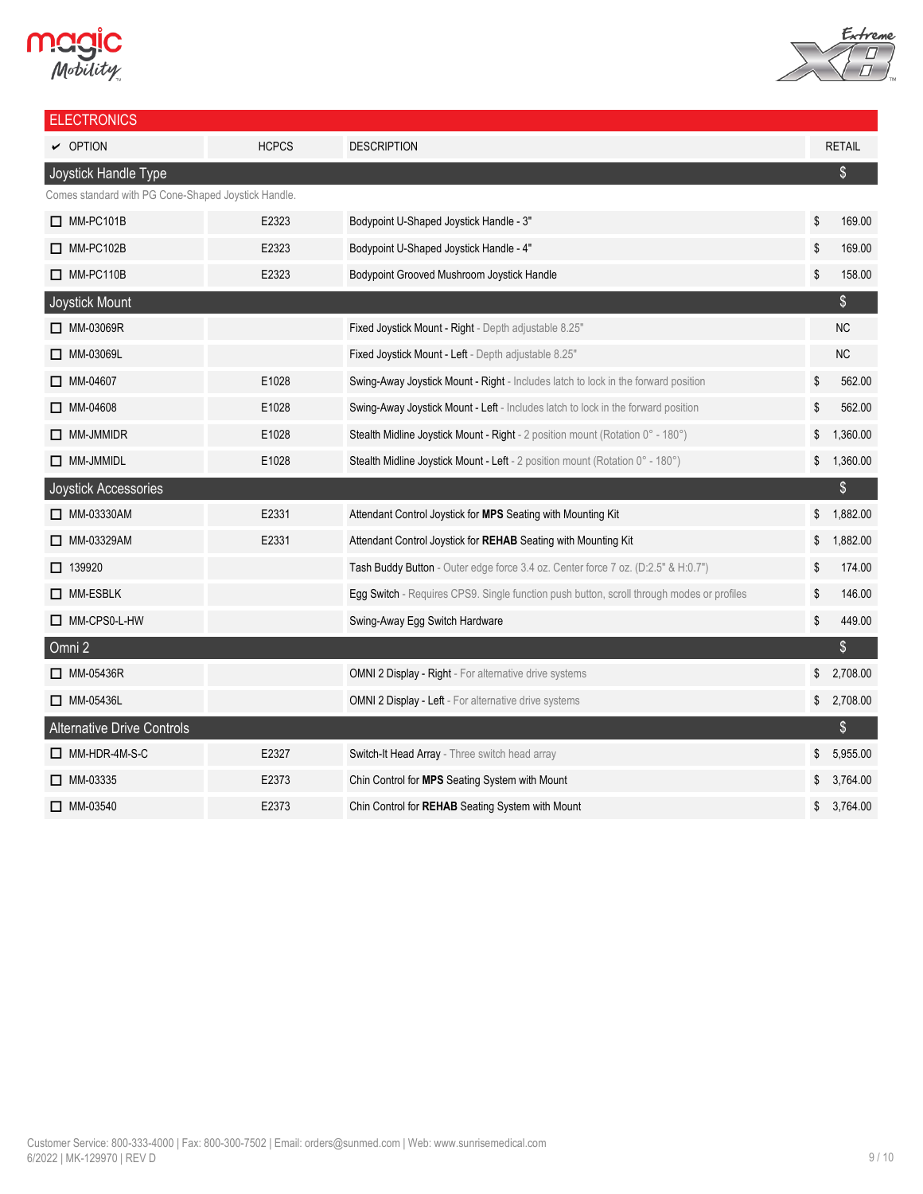## ELECTRONICS

| ✔ OPTION | HCPCS | DESCRIPTION | RETAIL |
|---|---|---|---|
| **Joystick Handle Type** | | | $ |
| Comes standard with PG Cone-Shaped Joystick Handle. | | | |
| ☐ MM-PC101B | E2323 | Bodypoint U-Shaped Joystick Handle - 3" | $ 169.00 |
| ☐ MM-PC102B | E2323 | Bodypoint U-Shaped Joystick Handle - 4" | $ 169.00 |
| ☐ MM-PC110B | E2323 | Bodypoint Grooved Mushroom Joystick Handle | $ 158.00 |
| **Joystick Mount** | | | $ |
| ☐ MM-03069R | | Fixed Joystick Mount - Right - Depth adjustable 8.25" | NC |
| ☐ MM-03069L | | Fixed Joystick Mount - Left - Depth adjustable 8.25" | NC |
| ☐ MM-04607 | E1028 | Swing-Away Joystick Mount - Right - Includes latch to lock in the forward position | $ 562.00 |
| ☐ MM-04608 | E1028 | Swing-Away Joystick Mount - Left - Includes latch to lock in the forward position | $ 562.00 |
| ☐ MM-JMMIDR | E1028 | Stealth Midline Joystick Mount - Right - 2 position mount (Rotation 0° - 180°) | $ 1,360.00 |
| ☐ MM-JMMIDL | E1028 | Stealth Midline Joystick Mount - Left - 2 position mount (Rotation 0° - 180°) | $ 1,360.00 |
| **Joystick Accessories** | | | $ |
| ☐ MM-03330AM | E2331 | Attendant Control Joystick for **MPS** Seating with Mounting Kit | $ 1,882.00 |
| ☐ MM-03329AM | E2331 | Attendant Control Joystick for **REHAB** Seating with Mounting Kit | $ 1,882.00 |
| ☐ 139920 | | Tash Buddy Button - Outer edge force 3.4 oz. Center force 7 oz. (D:2.5" & H:0.7") | $ 174.00 |
| ☐ MM-ESBLK | | Egg Switch - Requires CPS9. Single function push button, scroll through modes or profiles | $ 146.00 |
| ☐ MM-CPS0-L-HW | | Swing-Away Egg Switch Hardware | $ 449.00 |
| **Omni 2** | | | $ |
| ☐ MM-05436R | | OMNI 2 Display - Right - For alternative drive systems | $ 2,708.00 |
| ☐ MM-05436L | | OMNI 2 Display - Left - For alternative drive systems | $ 2,708.00 |
| **Alternative Drive Controls** | | | $ |
| ☐ MM-HDR-4M-S-C | E2327 | Switch-It Head Array - Three switch head array | $ 5,955.00 |
| ☐ MM-03335 | E2373 | Chin Control for **MPS** Seating System with Mount | $ 3,764.00 |
| ☐ MM-03540 | E2373 | Chin Control for **REHAB** Seating System with Mount | $ 3,764.00 |

Customer Service: 800-333-4000 | Fax: 800-300-7502 | Email: orders@sunmed.com | Web: www.sunrisemedical.com
6/2022 | MK-129970 | REV D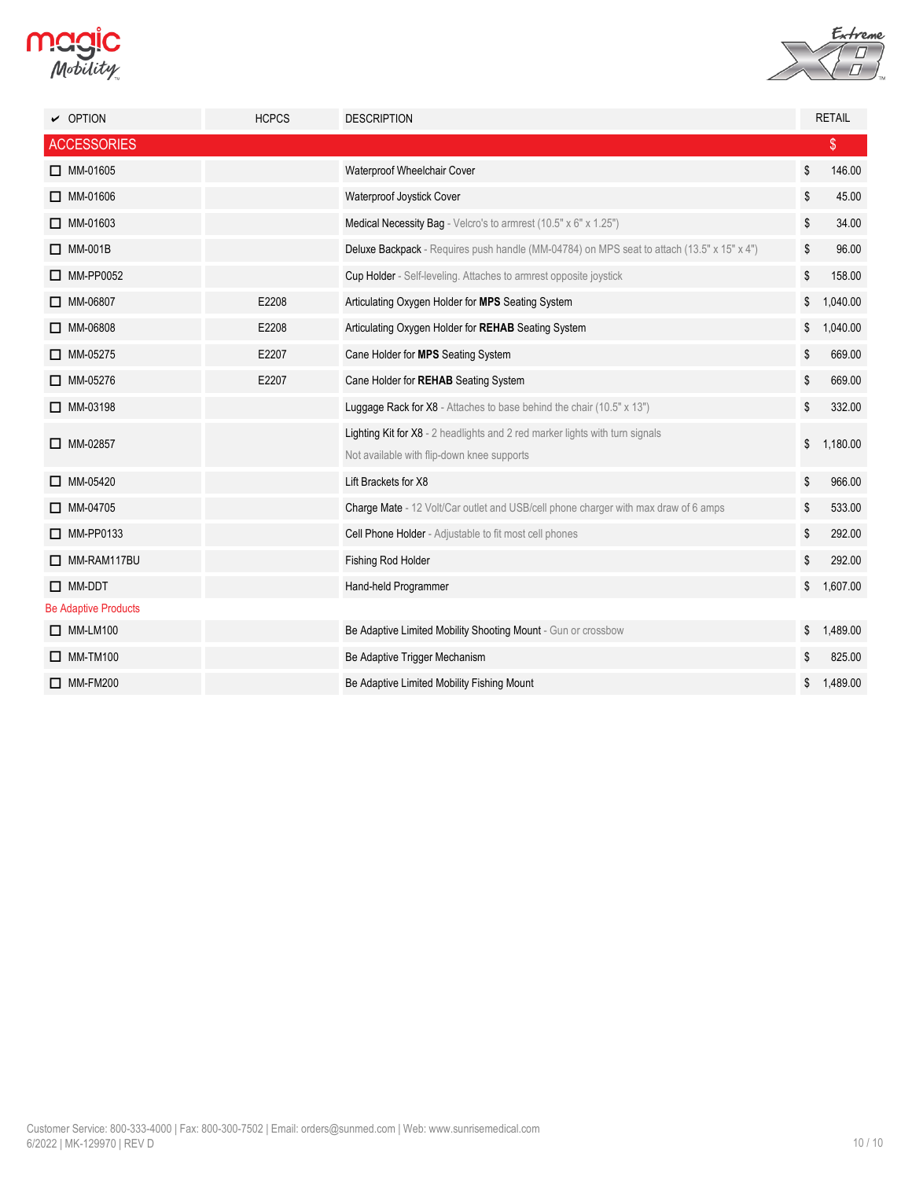| ✔ OPTION | HCPCS | DESCRIPTION | RETAIL |
|---|---|---|---|
| ACCESSORIES | | | $ |
| ☐ MM-01605 | | Waterproof Wheelchair Cover | $ 146.00 |
| ☐ MM-01606 | | Waterproof Joystick Cover | $ 45.00 |
| ☐ MM-01603 | | Medical Necessity Bag - Velcro's to armrest (10.5" x 6" x 1.25") | $ 34.00 |
| ☐ MM-001B | | Deluxe Backpack - Requires push handle (MM-04784) on MPS seat to attach (13.5" x 15" x 4") | $ 96.00 |
| ☐ MM-PP0052 | | Cup Holder - Self-leveling. Attaches to armrest opposite joystick | $ 158.00 |
| ☐ MM-06807 | E2208 | Articulating Oxygen Holder for **MPS** Seating System | $ 1,040.00 |
| ☐ MM-06808 | E2208 | Articulating Oxygen Holder for **REHAB** Seating System | $ 1,040.00 |
| ☐ MM-05275 | E2207 | Cane Holder for **MPS** Seating System | $ 669.00 |
| ☐ MM-05276 | E2207 | Cane Holder for **REHAB** Seating System | $ 669.00 |
| ☐ MM-03198 | | Luggage Rack for X8 - Attaches to base behind the chair (10.5" x 13") | $ 332.00 |
| ☐ MM-02857 | | Lighting Kit for X8 - 2 headlights and 2 red marker lights with turn signals<br>Not available with flip-down knee supports | $ 1,180.00 |
| ☐ MM-05420 | | Lift Brackets for X8 | $ 966.00 |
| ☐ MM-04705 | | Charge Mate - 12 Volt/Car outlet and USB/cell phone charger with max draw of 6 amps | $ 533.00 |
| ☐ MM-PP0133 | | Cell Phone Holder - Adjustable to fit most cell phones | $ 292.00 |
| ☐ MM-RAM117BU | | Fishing Rod Holder | $ 292.00 |
| ☐ MM-DDT | | Hand-held Programmer | $ 1,607.00 |
| Be Adaptive Products | | | |
| ☐ MM-LM100 | | Be Adaptive Limited Mobility Shooting Mount - Gun or crossbow | $ 1,489.00 |
| ☐ MM-TM100 | | Be Adaptive Trigger Mechanism | $ 825.00 |
| ☐ MM-FM200 | | Be Adaptive Limited Mobility Fishing Mount | $ 1,489.00 |

Customer Service: 800-333-4000 | Fax: 800-300-7502 | Email: orders@sunmed.com | Web: www.sunrisemedical.com
6/2022 | MK-129970 | REV D